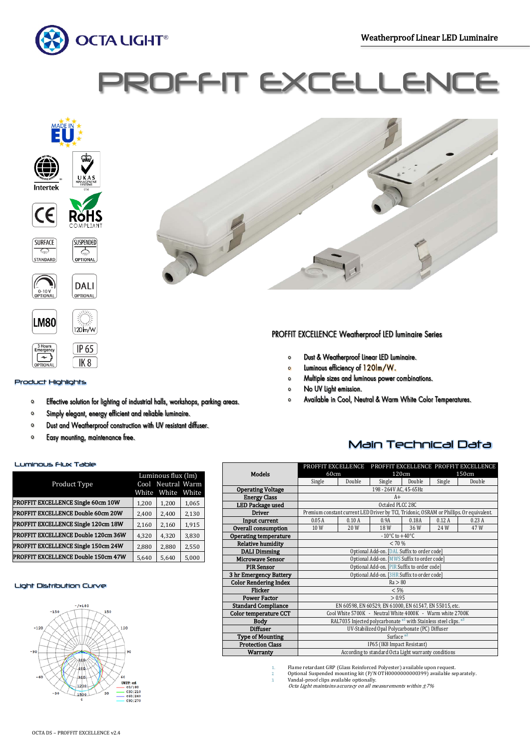# PROFFIT EXCELLENCE

Weatherproof Linear LED Luminaire

## PROFFIT EXCELLENCE Weatherproof LED luminaire Series

- Dust & Weatherproof Linear LED Luminaire.
- Luminous efficiency of 120lm/W.
- Multiple sizes and luminous power combinations.
- No UV light emission.
- Available in Cool, Neutral & Warm White Color Temperatures.

## Product Highlights

- Effective solution for lighting of industrial halls, workshops, parking areas.
- Simply elegant, energy efficient and reliable luminaire.
- Dust and Weatherproof construction with UV resistant diffuser.
- Easy mounting, maintenance free.

## Luminous Flux Table

| Product Type | Luminous flux (lm) Cool White | Neutral White | Warm White |
|---|---|---|---|
| PROFFIT EXCELLENCE Single 60cm 10W | 1,200 | 1,200 | 1,065 |
| PROFFIT EXCELLENCE Double 60cm 20W | 2,400 | 2,400 | 2,130 |
| PROFFIT EXCELLENCE Single 120cm 18W | 2,160 | 2,160 | 1,915 |
| PROFFIT EXCELLENCE Double 120cm 36W | 4,320 | 4,320 | 3,830 |
| PROFFIT EXCELLENCE Single 150cm 24W | 2,880 | 2,880 | 2,550 |
| PROFFIT EXCELLENCE Double 150cm 47W | 5,640 | 5,640 | 5,000 |

## Light Distribution Curve

## Main Technical Data

| Models | PROFFIT EXCELLENCE 60cm | | PROFFIT EXCELLENCE 120cm | | PROFFIT EXCELLENCE 150cm | |
|---|---|---|---|---|---|---|
| | Single | Double | Single | Double | Single | Double |
| Operating Voltage | 198 - 264V AC, 45-65Hz | | | | | |
| Energy Class | A+ | | | | | |
| LED Package used | Octaled PLCC 28C | | | | | |
| Driver | Premium constant current LED Driver by TCI, Tridonic, OSRAM or Phillips. Or equivalent. | | | | | |
| Input current | 0.05 A | 0.10 A | 0.9A | 0.18A | 0.12 A | 0.23 A |
| Overall consumption | 10 W | 20 W | 18 W | 36 W | 24 W | 47 W |
| Operating temperature | -10°C to +40°C | | | | | |
| Relative humidity | < 70 % | | | | | |
| DALI Dimming | Optional Add-on. [DAL Suffix to order code] | | | | | |
| Microwave Sensor | Optional Add-on. [MWS Suffix to order code] | | | | | |
| PIR Sensor | Optional Add-on. [PIR Suffix to order code] | | | | | |
| 3 hr Emergency Battery | Optional Add-on. [3HR Suffix to order code] | | | | | |
| Color Rendering Index | Ra > 80 | | | | | |
| Flicker | < 5% | | | | | |
| Power Factor | > 0.95 | | | | | |
| Standard Compliance | EN 60598, EN 60529, EN 61000, EN 61547, EN 55015, etc. | | | | | |
| Color temperature CCT | Cool White 5700K - Neutral White 4000K - Warm white 2700K | | | | | |
| Body | RAL7035 Injected polycarbonate [*1] with Stainless steel clips. [*3] | | | | | |
| Diffuser | UV-Stabilized Opal Polycarbonate (PC) Diffuser | | | | | |
| Type of Mounting | Surface [*2] | | | | | |
| Protection Class | IP65 (IK8 Impact Resistant) | | | | | |
| Warranty | According to standard Octa Light warranty conditions | | | | | |

1. Flame retardant GRP (Glass Reinforced Polyester) available upon request.
2. Optional Suspended mounting kit (P/N OTH0000000000399) available separately.
3. Vandal-proof clips available optionally.

*Octa Light maintains accuracy on all measurements within ±7%*

OCTA DS – PROFFIT EXCELLENCE v2.4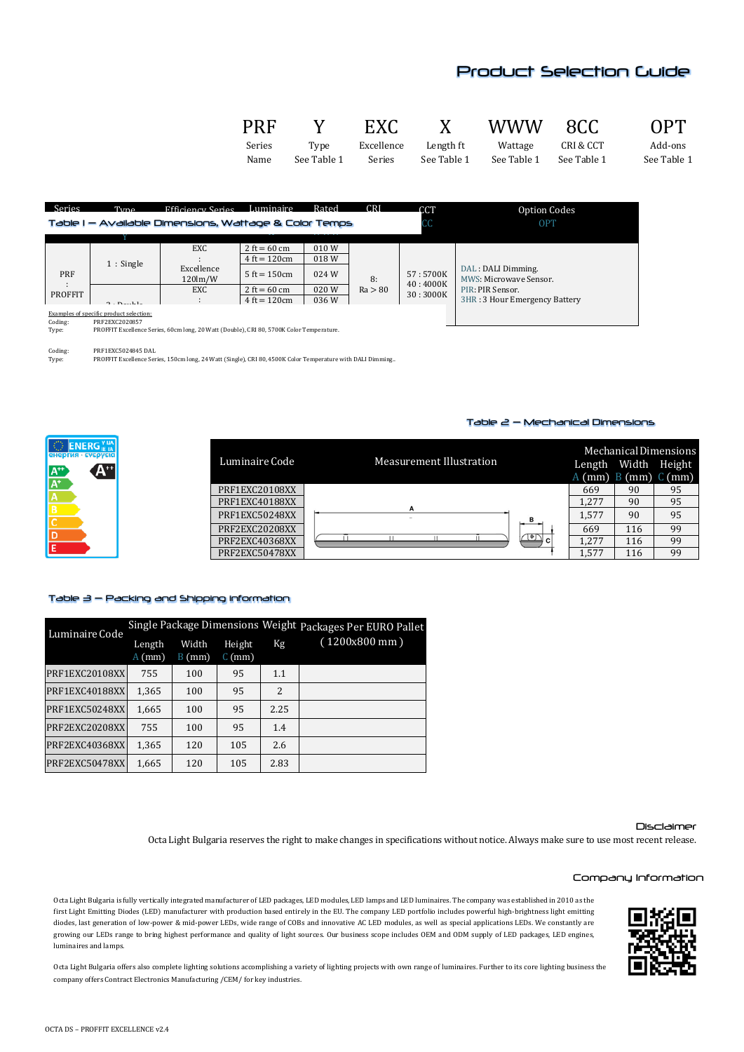# Product Selection Guide

| PRF | Y | EXC | X | WWW | 8CC | OPT |
|---|---|---|---|---|---|---|
| Series Name | Type See Table 1 | Excellence Series | Length ft See Table 1 | Wattage See Table 1 | CRI & CCT See Table 1 | Add-ons See Table 1 |

## Table 1 – Available Dimensions, Wattage & Color Temps

| Series | Type Y | Efficiency Series | Luminaire | Rated | CRI | CCT CC | Option Codes OPT |
|---|---|---|---|---|---|---|---|
| PRF : PROFFIT | 1 : Single | EXC : Excellence 120lm/W | 2 ft = 60 cm | 010 W | 8: Ra > 80 | 57 : 5700K 40 : 4000K 30 : 3000K | DAL : DALI Dimming. MWS: Microwave Sensor. PIR: PIR Sensor. 3HR : 3 Hour Emergency Battery |
| | | | 4 ft = 120cm | 018 W | | | |
| | | | 5 ft = 150cm | 024 W | | | |
| | 2 : Double | EXC : | 2 ft = 60 cm | 020 W | | | |
| | | | 4 ft = 120cm | 036 W | | | |

Examples of specific product selection:

Coding: PRF2EXC2020857
Type: PROFFIT Excellence Series, 60cm long, 20Watt (Double), CRI 80, 5700K Color Temperature.

Coding: PRF1EXC5024845 DAL
Type: PROFFIT Excellence Series, 150cm long, 24Watt (Single), CRI 80, 4500K Color Temperature with DALI Dimming..

ENERGY A++

## Table 2 – Mechanical Dimensions

| Luminaire Code | Measurement Illustration | Length A (mm) | Width B (mm) | Height C (mm) |
|---|---|---|---|---|
| PRF1EXC20108XX | | 669 | 90 | 95 |
| PRF1EXC40188XX | | 1,277 | 90 | 95 |
| PRF1EXC50248XX | | 1,577 | 90 | 95 |
| PRF2EXC20208XX | | 669 | 116 | 99 |
| PRF2EXC40368XX | | 1,277 | 116 | 99 |
| PRF2EXC50478XX | | 1,577 | 116 | 99 |

## Table 3 – Packing and Shipping Information

| Luminaire Code | Single Package Dimensions Length A (mm) | Width B (mm) | Height C (mm) | Weight Kg | Packages Per EURO Pallet ( 1200x800 mm ) |
|---|---|---|---|---|---|
| PRF1EXC20108XX | 755 | 100 | 95 | 1.1 | |
| PRF1EXC40188XX | 1,365 | 100 | 95 | 2 | |
| PRF1EXC50248XX | 1,665 | 100 | 95 | 2.25 | |
| PRF2EXC20208XX | 755 | 100 | 95 | 1.4 | |
| PRF2EXC40368XX | 1,365 | 120 | 105 | 2.6 | |
| PRF2EXC50478XX | 1,665 | 120 | 105 | 2.83 | |

### Disclaimer

Octa Light Bulgaria reserves the right to make changes in specifications without notice. Always make sure to use most recent release.

### Company Information

Octa Light Bulgaria is fully vertically integrated manufacturer of LED packages, LED modules, LED lamps and LED luminaires. The company was established in 2010 as the first Light Emitting Diodes (LED) manufacturer with production based entirely in the EU. The company LED portfolio includes powerful high-brightness light emitting diodes, last generation of low-power & mid-power LEDs, wide range of COBs and innovative AC LED modules, as well as special applications LEDs. We constantly are growing our LEDs range to bring highest performance and quality of light sources. Our business scope includes OEM and ODM supply of LED packages, LED engines, luminaires and lamps.

Octa Light Bulgaria offers also complete lighting solutions accomplishing a variety of lighting projects with own range of luminaires. Further to its core lighting business the company offers Contract Electronics Manufacturing /CEM/ for key industries.